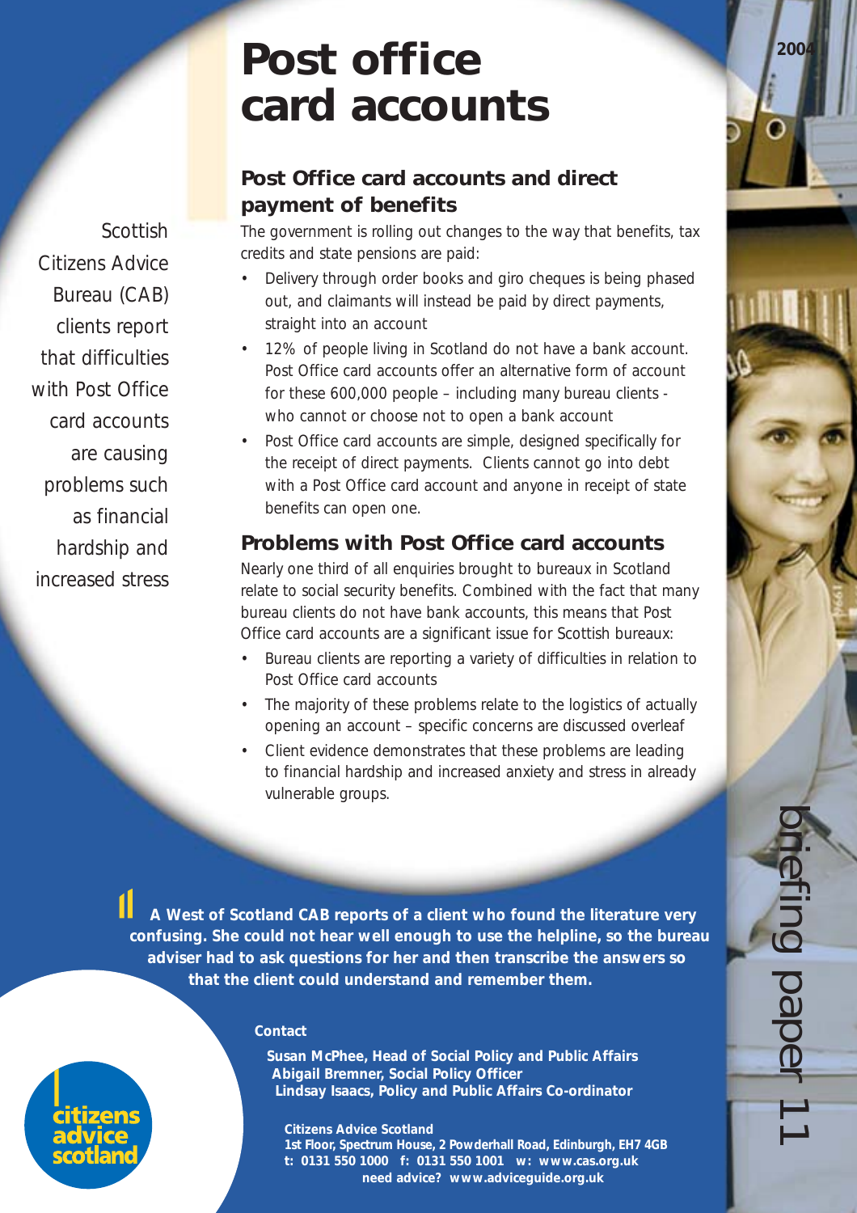# Post office card accounts

Scottish Citizens Advice Bureau (CAB) clients report that difficulties with Post Office card accounts are causing problems such as financial hardship and increased stress

## Post Office card accounts and direct payment of benefits

The government is rolling out changes to the way that benefits, tax credits and state pensions are paid:

- Delivery through order books and giro cheques is being phased out, and claimants will instead be paid by direct payments, straight into an account
- 12% of people living in Scotland do not have a bank account. Post Office card accounts offer an alternative form of account for these 600,000 people – including many bureau clients - who cannot or choose not to open a bank account
- Post Office card accounts are simple, designed specifically for the receipt of direct payments. Clients cannot go into debt with a Post Office card account and anyone in receipt of state benefits can open one.

## Problems with Post Office card accounts

Nearly one third of all enquiries brought to bureaux in Scotland relate to social security benefits. Combined with the fact that many bureau clients do not have bank accounts, this means that Post Office card accounts are a significant issue for Scottish bureaux:

- Bureau clients are reporting a variety of difficulties in relation to Post Office card accounts
- The majority of these problems relate to the logistics of actually opening an account – specific concerns are discussed overleaf
- Client evidence demonstrates that these problems are leading to financial hardship and increased anxiety and stress in already vulnerable groups.

**"A West of Scotland CAB reports of a client who found the literature very confusing. She could not hear well enough to use the helpline, so the bureau adviser had to ask questions for her and then transcribe the answers so that the client could understand and remember them.**

**Contact**

**Susan McPhee, Head of Social Policy and Public Affairs**
**Abigail Bremner, Social Policy Officer**
**Lindsay Isaacs, Policy and Public Affairs Co-ordinator**

**Citizens Advice Scotland**
**1st Floor, Spectrum House, 2 Powderhall Road, Edinburgh, EH7 4GB**
**t: 0131 550 1000 f: 0131 550 1001 w: www.cas.org.uk**
**need advice? www.adviceguide.org.uk**

citizens advice scotland

2004

briefing paper 11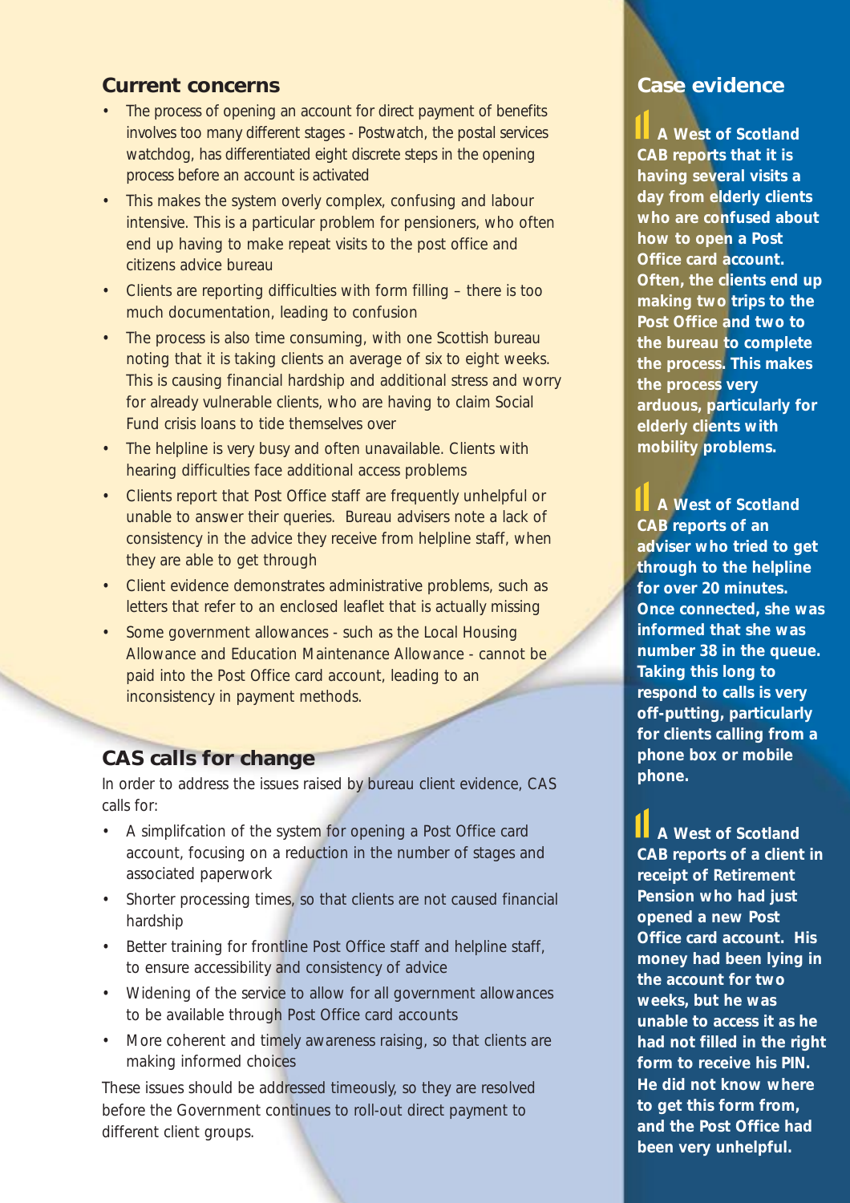## Current concerns

- The process of opening an account for direct payment of benefits involves too many different stages - Postwatch, the postal services watchdog, has differentiated eight discrete steps in the opening process before an account is activated
- This makes the system overly complex, confusing and labour intensive. This is a particular problem for pensioners, who often end up having to make repeat visits to the post office and citizens advice bureau
- Clients are reporting difficulties with form filling – there is too much documentation, leading to confusion
- The process is also time consuming, with one Scottish bureau noting that it is taking clients an average of six to eight weeks. This is causing financial hardship and additional stress and worry for already vulnerable clients, who are having to claim Social Fund crisis loans to tide themselves over
- The helpline is very busy and often unavailable. Clients with hearing difficulties face additional access problems
- Clients report that Post Office staff are frequently unhelpful or unable to answer their queries. Bureau advisers note a lack of consistency in the advice they receive from helpline staff, when they are able to get through
- Client evidence demonstrates administrative problems, such as letters that refer to an enclosed leaflet that is actually missing
- Some government allowances - such as the Local Housing Allowance and Education Maintenance Allowance - cannot be paid into the Post Office card account, leading to an inconsistency in payment methods.

## CAS calls for change

In order to address the issues raised by bureau client evidence, CAS calls for:

- A simplifcation of the system for opening a Post Office card account, focusing on a reduction in the number of stages and associated paperwork
- Shorter processing times, so that clients are not caused financial hardship
- Better training for frontline Post Office staff and helpline staff, to ensure accessibility and consistency of advice
- Widening of the service to allow for all government allowances to be available through Post Office card accounts
- More coherent and timely awareness raising, so that clients are making informed choices

These issues should be addressed timeously, so they are resolved before the Government continues to roll-out direct payment to different client groups.

## Case evidence

**A West of Scotland CAB reports that it is having several visits a day from elderly clients who are confused about how to open a Post Office card account. Often, the clients end up making two trips to the Post Office and two to the bureau to complete the process. This makes the process very arduous, particularly for elderly clients with mobility problems.**

**A West of Scotland CAB reports of an adviser who tried to get through to the helpline for over 20 minutes. Once connected, she was informed that she was number 38 in the queue. Taking this long to respond to calls is very off-putting, particularly for clients calling from a phone box or mobile phone.**

**A West of Scotland CAB reports of a client in receipt of Retirement Pension who had just opened a new Post Office card account. His money had been lying in the account for two weeks, but he was unable to access it as he had not filled in the right form to receive his PIN. He did not know where to get this form from, and the Post Office had been very unhelpful.**